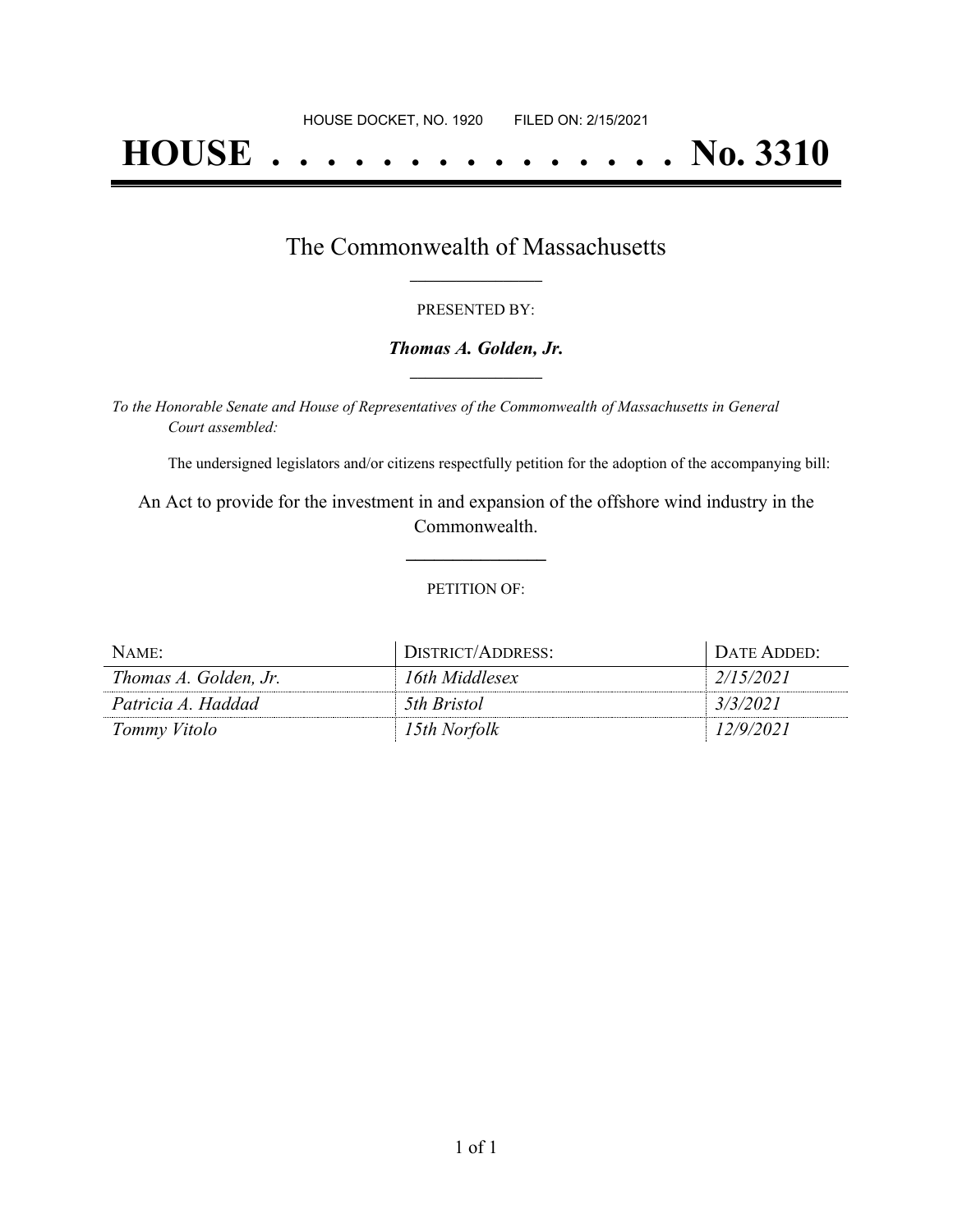HOUSE DOCKET, NO. 1920 FILED ON: 2/15/2021

# HOUSE . . . . . . . . . . . . . . . No. 3310

## The Commonwealth of Massachusetts

PRESENTED BY:

***Thomas A. Golden, Jr.***

*To the Honorable Senate and House of Representatives of the Commonwealth of Massachusetts in General Court assembled:*

The undersigned legislators and/or citizens respectfully petition for the adoption of the accompanying bill:

An Act to provide for the investment in and expansion of the offshore wind industry in the Commonwealth.

PETITION OF:

| NAME: | DISTRICT/ADDRESS: | DATE ADDED: |
|---|---|---|
| *Thomas A. Golden, Jr.* | *16th Middlesex* | *2/15/2021* |
| *Patricia A. Haddad* | *5th Bristol* | *3/3/2021* |
| *Tommy Vitolo* | *15th Norfolk* | *12/9/2021* |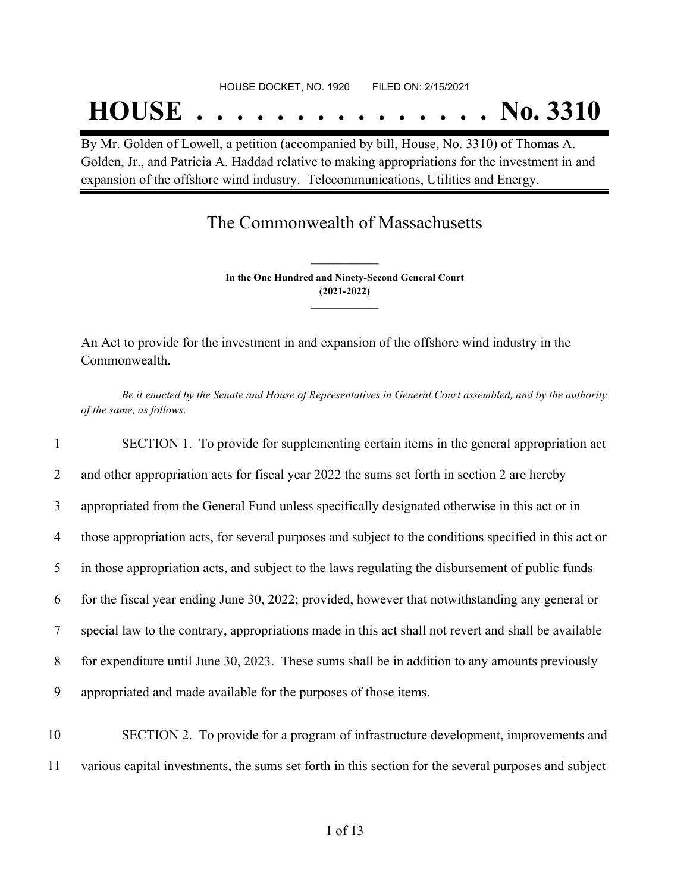HOUSE DOCKET, NO. 1920 FILED ON: 2/15/2021

# HOUSE . . . . . . . . . . . . . . . No. 3310

By Mr. Golden of Lowell, a petition (accompanied by bill, House, No. 3310) of Thomas A. Golden, Jr., and Patricia A. Haddad relative to making appropriations for the investment in and expansion of the offshore wind industry. Telecommunications, Utilities and Energy.

## The Commonwealth of Massachusetts

**In the One Hundred and Ninety-Second General Court**
**(2021-2022)**

An Act to provide for the investment in and expansion of the offshore wind industry in the Commonwealth.

*Be it enacted by the Senate and House of Representatives in General Court assembled, and by the authority of the same, as follows:*

1 SECTION 1. To provide for supplementing certain items in the general appropriation act
2 and other appropriation acts for fiscal year 2022 the sums set forth in section 2 are hereby
3 appropriated from the General Fund unless specifically designated otherwise in this act or in
4 those appropriation acts, for several purposes and subject to the conditions specified in this act or
5 in those appropriation acts, and subject to the laws regulating the disbursement of public funds
6 for the fiscal year ending June 30, 2022; provided, however that notwithstanding any general or
7 special law to the contrary, appropriations made in this act shall not revert and shall be available
8 for expenditure until June 30, 2023. These sums shall be in addition to any amounts previously
9 appropriated and made available for the purposes of those items.

10 SECTION 2. To provide for a program of infrastructure development, improvements and
11 various capital investments, the sums set forth in this section for the several purposes and subject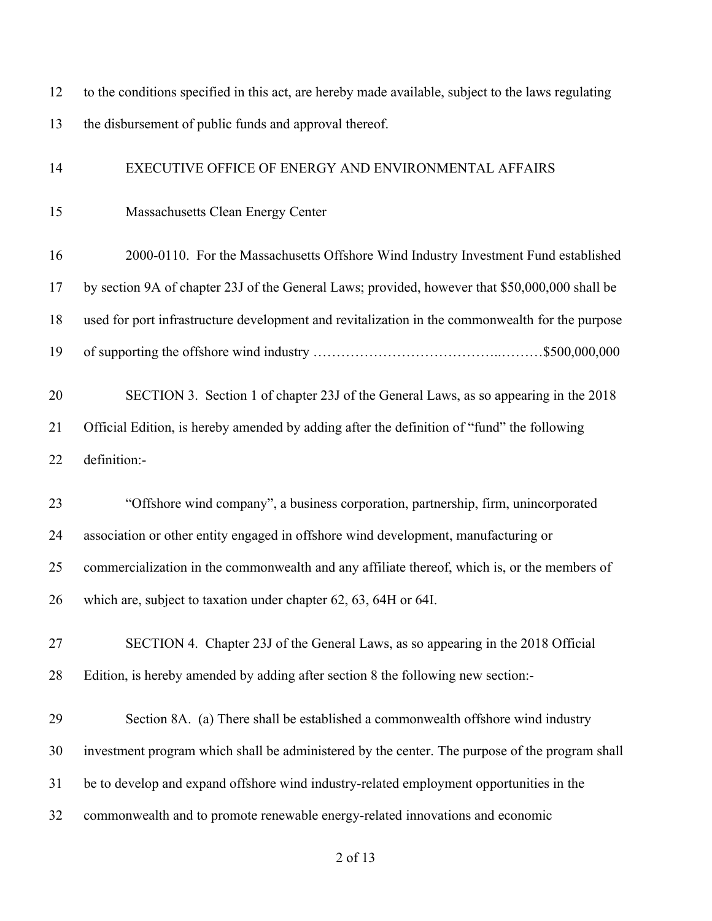to the conditions specified in this act, are hereby made available, subject to the laws regulating the disbursement of public funds and approval thereof.

EXECUTIVE OFFICE OF ENERGY AND ENVIRONMENTAL AFFAIRS

Massachusetts Clean Energy Center

2000-0110. For the Massachusetts Offshore Wind Industry Investment Fund established by section 9A of chapter 23J of the General Laws; provided, however that $50,000,000 shall be used for port infrastructure development and revitalization in the commonwealth for the purpose of supporting the offshore wind industry ………………………………..………$500,000,000

SECTION 3. Section 1 of chapter 23J of the General Laws, as so appearing in the 2018 Official Edition, is hereby amended by adding after the definition of "fund" the following definition:-

"Offshore wind company", a business corporation, partnership, firm, unincorporated association or other entity engaged in offshore wind development, manufacturing or commercialization in the commonwealth and any affiliate thereof, which is, or the members of which are, subject to taxation under chapter 62, 63, 64H or 64I.

SECTION 4. Chapter 23J of the General Laws, as so appearing in the 2018 Official Edition, is hereby amended by adding after section 8 the following new section:-

Section 8A. (a) There shall be established a commonwealth offshore wind industry investment program which shall be administered by the center. The purpose of the program shall be to develop and expand offshore wind industry-related employment opportunities in the commonwealth and to promote renewable energy-related innovations and economic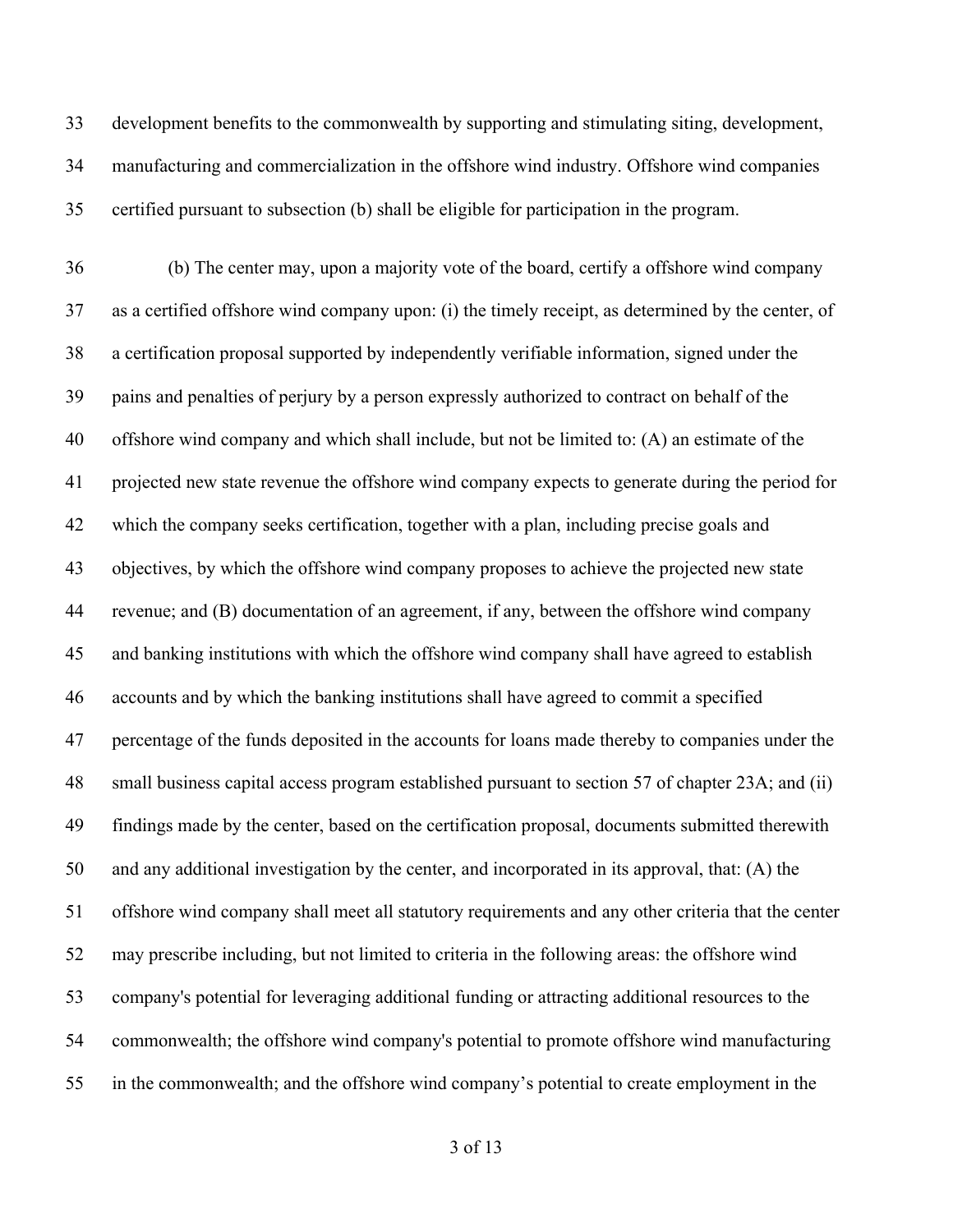development benefits to the commonwealth by supporting and stimulating siting, development, manufacturing and commercialization in the offshore wind industry. Offshore wind companies certified pursuant to subsection (b) shall be eligible for participation in the program.

(b) The center may, upon a majority vote of the board, certify a offshore wind company as a certified offshore wind company upon: (i) the timely receipt, as determined by the center, of a certification proposal supported by independently verifiable information, signed under the pains and penalties of perjury by a person expressly authorized to contract on behalf of the offshore wind company and which shall include, but not be limited to: (A) an estimate of the projected new state revenue the offshore wind company expects to generate during the period for which the company seeks certification, together with a plan, including precise goals and objectives, by which the offshore wind company proposes to achieve the projected new state revenue; and (B) documentation of an agreement, if any, between the offshore wind company and banking institutions with which the offshore wind company shall have agreed to establish accounts and by which the banking institutions shall have agreed to commit a specified percentage of the funds deposited in the accounts for loans made thereby to companies under the small business capital access program established pursuant to section 57 of chapter 23A; and (ii) findings made by the center, based on the certification proposal, documents submitted therewith and any additional investigation by the center, and incorporated in its approval, that: (A) the offshore wind company shall meet all statutory requirements and any other criteria that the center may prescribe including, but not limited to criteria in the following areas: the offshore wind company's potential for leveraging additional funding or attracting additional resources to the commonwealth; the offshore wind company's potential to promote offshore wind manufacturing in the commonwealth; and the offshore wind company's potential to create employment in the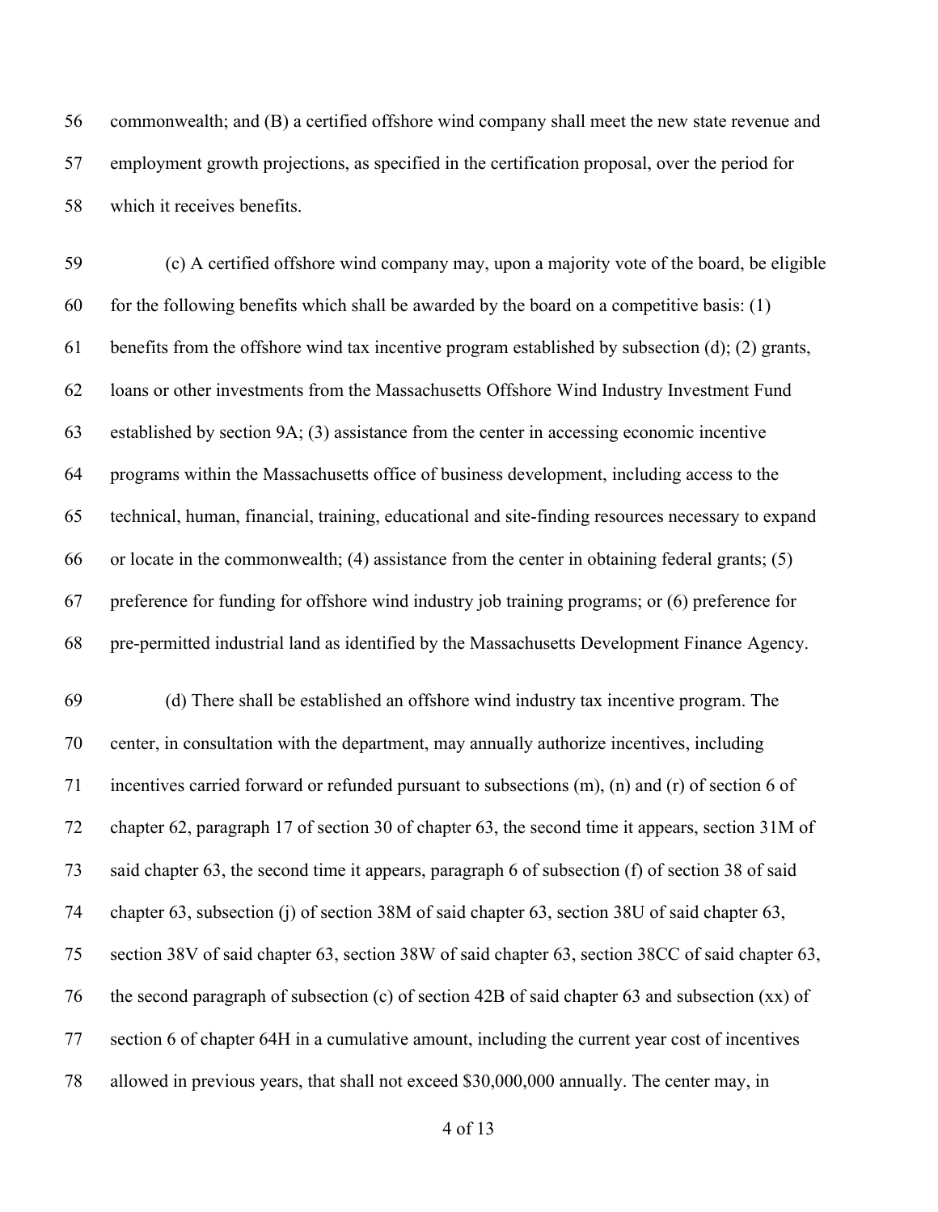commonwealth; and (B) a certified offshore wind company shall meet the new state revenue and employment growth projections, as specified in the certification proposal, over the period for which it receives benefits.

(c) A certified offshore wind company may, upon a majority vote of the board, be eligible for the following benefits which shall be awarded by the board on a competitive basis: (1) benefits from the offshore wind tax incentive program established by subsection (d); (2) grants, loans or other investments from the Massachusetts Offshore Wind Industry Investment Fund established by section 9A; (3) assistance from the center in accessing economic incentive programs within the Massachusetts office of business development, including access to the technical, human, financial, training, educational and site-finding resources necessary to expand or locate in the commonwealth; (4) assistance from the center in obtaining federal grants; (5) preference for funding for offshore wind industry job training programs; or (6) preference for pre-permitted industrial land as identified by the Massachusetts Development Finance Agency.

(d) There shall be established an offshore wind industry tax incentive program. The center, in consultation with the department, may annually authorize incentives, including incentives carried forward or refunded pursuant to subsections (m), (n) and (r) of section 6 of chapter 62, paragraph 17 of section 30 of chapter 63, the second time it appears, section 31M of said chapter 63, the second time it appears, paragraph 6 of subsection (f) of section 38 of said chapter 63, subsection (j) of section 38M of said chapter 63, section 38U of said chapter 63, section 38V of said chapter 63, section 38W of said chapter 63, section 38CC of said chapter 63, the second paragraph of subsection (c) of section 42B of said chapter 63 and subsection (xx) of section 6 of chapter 64H in a cumulative amount, including the current year cost of incentives allowed in previous years, that shall not exceed $30,000,000 annually. The center may, in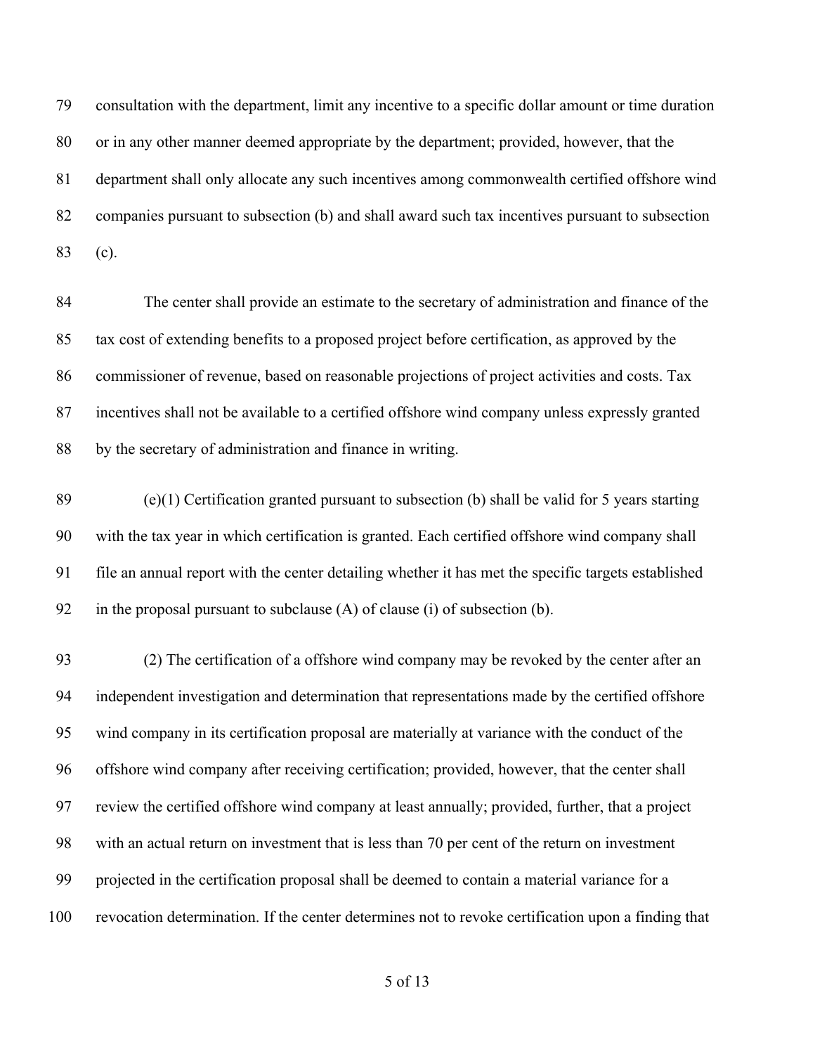consultation with the department, limit any incentive to a specific dollar amount or time duration or in any other manner deemed appropriate by the department; provided, however, that the department shall only allocate any such incentives among commonwealth certified offshore wind companies pursuant to subsection (b) and shall award such tax incentives pursuant to subsection (c).

The center shall provide an estimate to the secretary of administration and finance of the tax cost of extending benefits to a proposed project before certification, as approved by the commissioner of revenue, based on reasonable projections of project activities and costs. Tax incentives shall not be available to a certified offshore wind company unless expressly granted by the secretary of administration and finance in writing.

(e)(1) Certification granted pursuant to subsection (b) shall be valid for 5 years starting with the tax year in which certification is granted. Each certified offshore wind company shall file an annual report with the center detailing whether it has met the specific targets established in the proposal pursuant to subclause (A) of clause (i) of subsection (b).

(2) The certification of a offshore wind company may be revoked by the center after an independent investigation and determination that representations made by the certified offshore wind company in its certification proposal are materially at variance with the conduct of the offshore wind company after receiving certification; provided, however, that the center shall review the certified offshore wind company at least annually; provided, further, that a project with an actual return on investment that is less than 70 per cent of the return on investment projected in the certification proposal shall be deemed to contain a material variance for a revocation determination. If the center determines not to revoke certification upon a finding that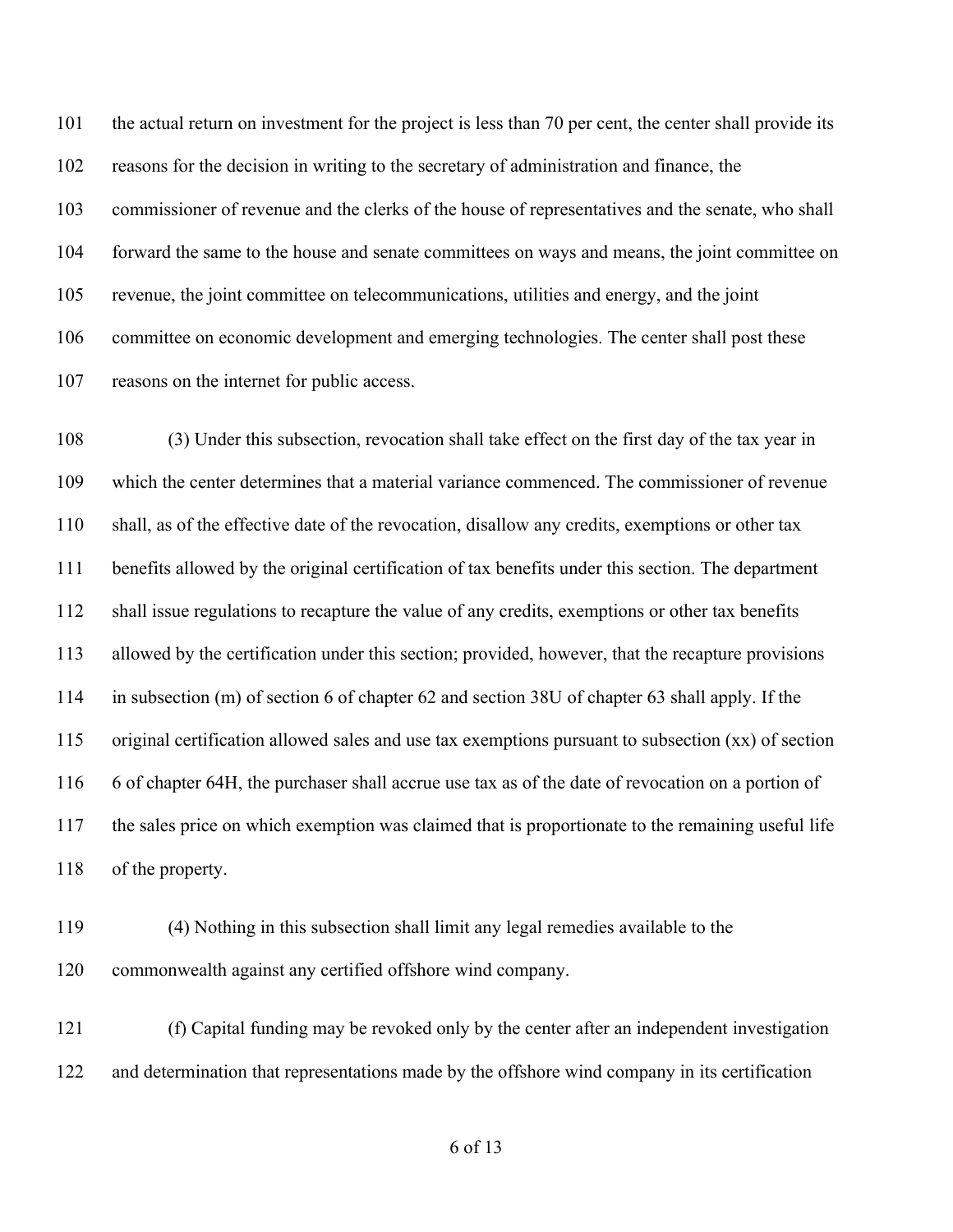the actual return on investment for the project is less than 70 per cent, the center shall provide its reasons for the decision in writing to the secretary of administration and finance, the commissioner of revenue and the clerks of the house of representatives and the senate, who shall forward the same to the house and senate committees on ways and means, the joint committee on revenue, the joint committee on telecommunications, utilities and energy, and the joint committee on economic development and emerging technologies. The center shall post these reasons on the internet for public access.

(3) Under this subsection, revocation shall take effect on the first day of the tax year in which the center determines that a material variance commenced. The commissioner of revenue shall, as of the effective date of the revocation, disallow any credits, exemptions or other tax benefits allowed by the original certification of tax benefits under this section. The department shall issue regulations to recapture the value of any credits, exemptions or other tax benefits allowed by the certification under this section; provided, however, that the recapture provisions in subsection (m) of section 6 of chapter 62 and section 38U of chapter 63 shall apply. If the original certification allowed sales and use tax exemptions pursuant to subsection (xx) of section 6 of chapter 64H, the purchaser shall accrue use tax as of the date of revocation on a portion of the sales price on which exemption was claimed that is proportionate to the remaining useful life of the property.

(4) Nothing in this subsection shall limit any legal remedies available to the commonwealth against any certified offshore wind company.

(f) Capital funding may be revoked only by the center after an independent investigation and determination that representations made by the offshore wind company in its certification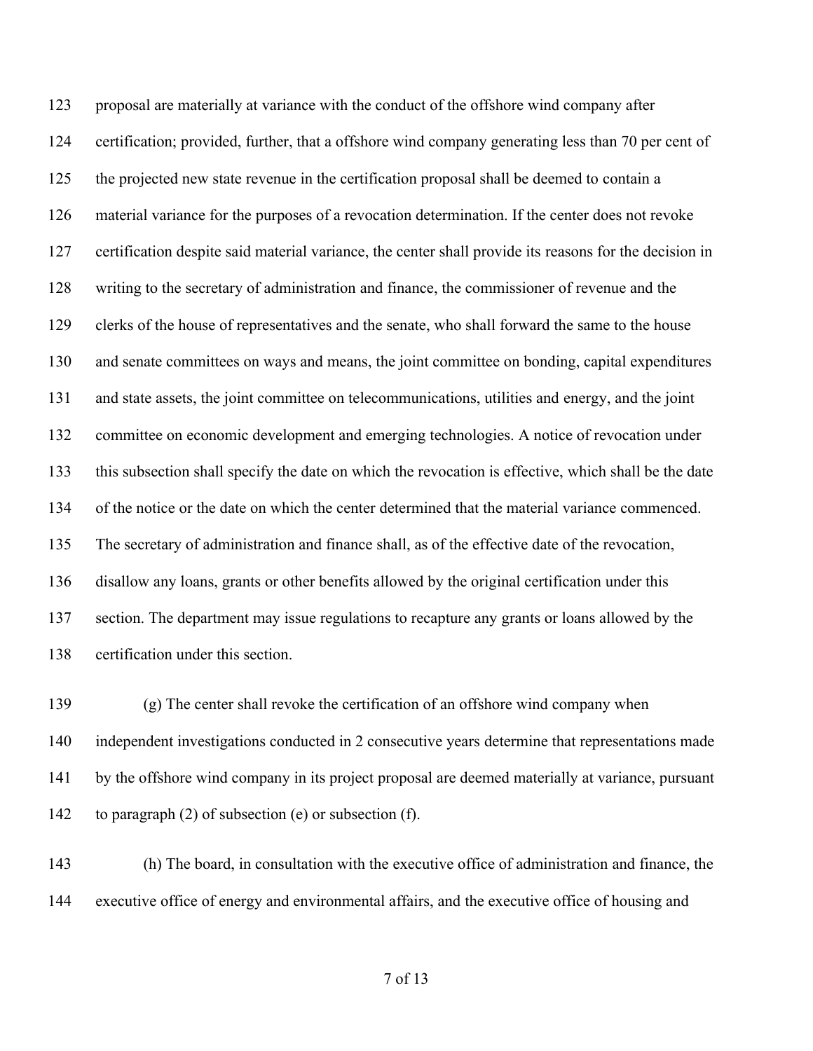proposal are materially at variance with the conduct of the offshore wind company after certification; provided, further, that a offshore wind company generating less than 70 per cent of the projected new state revenue in the certification proposal shall be deemed to contain a material variance for the purposes of a revocation determination. If the center does not revoke certification despite said material variance, the center shall provide its reasons for the decision in writing to the secretary of administration and finance, the commissioner of revenue and the clerks of the house of representatives and the senate, who shall forward the same to the house and senate committees on ways and means, the joint committee on bonding, capital expenditures and state assets, the joint committee on telecommunications, utilities and energy, and the joint committee on economic development and emerging technologies. A notice of revocation under this subsection shall specify the date on which the revocation is effective, which shall be the date of the notice or the date on which the center determined that the material variance commenced. The secretary of administration and finance shall, as of the effective date of the revocation, disallow any loans, grants or other benefits allowed by the original certification under this section. The department may issue regulations to recapture any grants or loans allowed by the certification under this section.

(g) The center shall revoke the certification of an offshore wind company when independent investigations conducted in 2 consecutive years determine that representations made by the offshore wind company in its project proposal are deemed materially at variance, pursuant to paragraph (2) of subsection (e) or subsection (f).

(h) The board, in consultation with the executive office of administration and finance, the executive office of energy and environmental affairs, and the executive office of housing and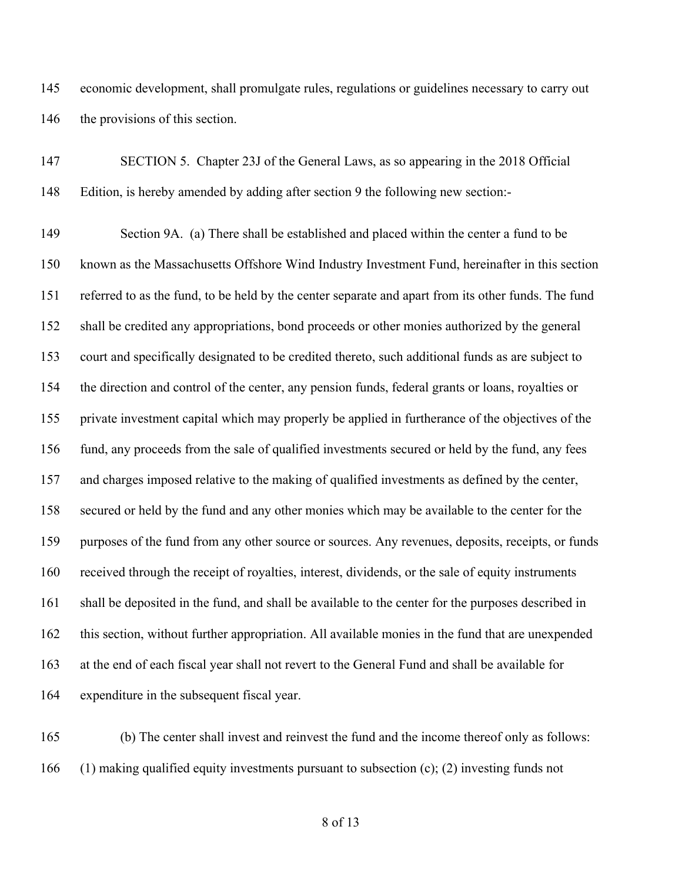economic development, shall promulgate rules, regulations or guidelines necessary to carry out the provisions of this section.

SECTION 5. Chapter 23J of the General Laws, as so appearing in the 2018 Official Edition, is hereby amended by adding after section 9 the following new section:-

Section 9A. (a) There shall be established and placed within the center a fund to be known as the Massachusetts Offshore Wind Industry Investment Fund, hereinafter in this section referred to as the fund, to be held by the center separate and apart from its other funds. The fund shall be credited any appropriations, bond proceeds or other monies authorized by the general court and specifically designated to be credited thereto, such additional funds as are subject to the direction and control of the center, any pension funds, federal grants or loans, royalties or private investment capital which may properly be applied in furtherance of the objectives of the fund, any proceeds from the sale of qualified investments secured or held by the fund, any fees and charges imposed relative to the making of qualified investments as defined by the center, secured or held by the fund and any other monies which may be available to the center for the purposes of the fund from any other source or sources. Any revenues, deposits, receipts, or funds received through the receipt of royalties, interest, dividends, or the sale of equity instruments shall be deposited in the fund, and shall be available to the center for the purposes described in this section, without further appropriation. All available monies in the fund that are unexpended at the end of each fiscal year shall not revert to the General Fund and shall be available for expenditure in the subsequent fiscal year.

(b) The center shall invest and reinvest the fund and the income thereof only as follows: (1) making qualified equity investments pursuant to subsection (c); (2) investing funds not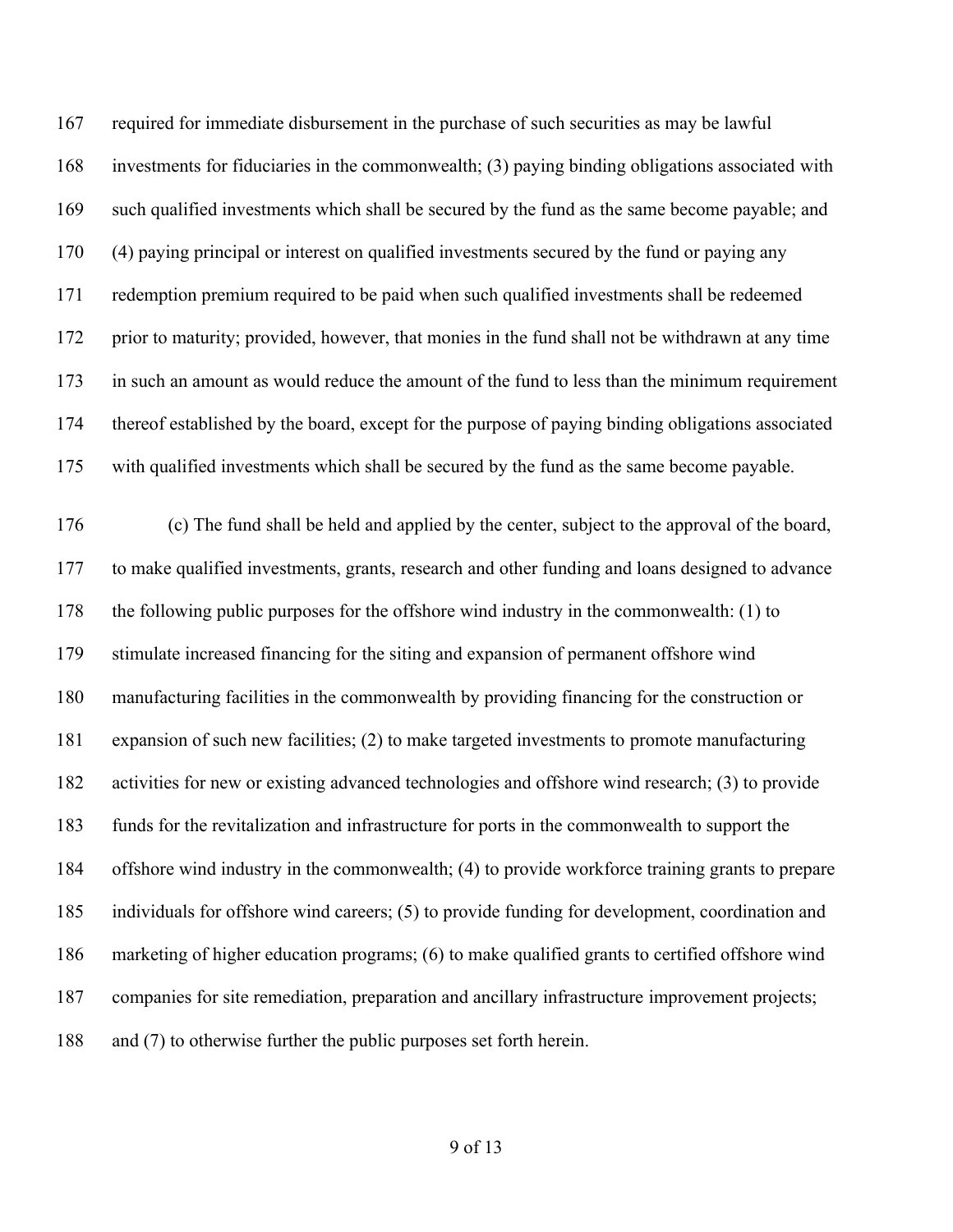required for immediate disbursement in the purchase of such securities as may be lawful investments for fiduciaries in the commonwealth; (3) paying binding obligations associated with such qualified investments which shall be secured by the fund as the same become payable; and (4) paying principal or interest on qualified investments secured by the fund or paying any redemption premium required to be paid when such qualified investments shall be redeemed prior to maturity; provided, however, that monies in the fund shall not be withdrawn at any time in such an amount as would reduce the amount of the fund to less than the minimum requirement thereof established by the board, except for the purpose of paying binding obligations associated with qualified investments which shall be secured by the fund as the same become payable.

(c) The fund shall be held and applied by the center, subject to the approval of the board, to make qualified investments, grants, research and other funding and loans designed to advance the following public purposes for the offshore wind industry in the commonwealth: (1) to stimulate increased financing for the siting and expansion of permanent offshore wind manufacturing facilities in the commonwealth by providing financing for the construction or expansion of such new facilities; (2) to make targeted investments to promote manufacturing activities for new or existing advanced technologies and offshore wind research; (3) to provide funds for the revitalization and infrastructure for ports in the commonwealth to support the offshore wind industry in the commonwealth; (4) to provide workforce training grants to prepare individuals for offshore wind careers; (5) to provide funding for development, coordination and marketing of higher education programs; (6) to make qualified grants to certified offshore wind companies for site remediation, preparation and ancillary infrastructure improvement projects; and (7) to otherwise further the public purposes set forth herein.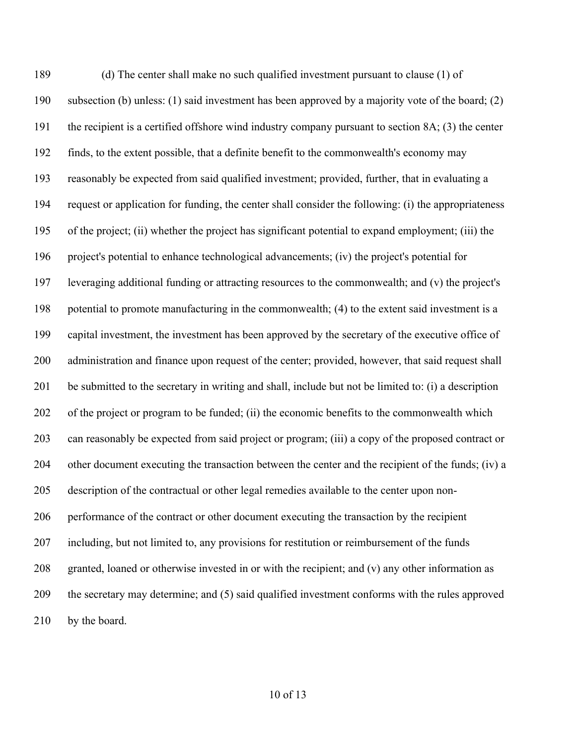(d) The center shall make no such qualified investment pursuant to clause (1) of subsection (b) unless: (1) said investment has been approved by a majority vote of the board; (2) the recipient is a certified offshore wind industry company pursuant to section 8A; (3) the center finds, to the extent possible, that a definite benefit to the commonwealth's economy may reasonably be expected from said qualified investment; provided, further, that in evaluating a request or application for funding, the center shall consider the following: (i) the appropriateness of the project; (ii) whether the project has significant potential to expand employment; (iii) the project's potential to enhance technological advancements; (iv) the project's potential for leveraging additional funding or attracting resources to the commonwealth; and (v) the project's potential to promote manufacturing in the commonwealth; (4) to the extent said investment is a capital investment, the investment has been approved by the secretary of the executive office of administration and finance upon request of the center; provided, however, that said request shall be submitted to the secretary in writing and shall, include but not be limited to: (i) a description of the project or program to be funded; (ii) the economic benefits to the commonwealth which can reasonably be expected from said project or program; (iii) a copy of the proposed contract or other document executing the transaction between the center and the recipient of the funds; (iv) a description of the contractual or other legal remedies available to the center upon non-performance of the contract or other document executing the transaction by the recipient including, but not limited to, any provisions for restitution or reimbursement of the funds granted, loaned or otherwise invested in or with the recipient; and (v) any other information as the secretary may determine; and (5) said qualified investment conforms with the rules approved by the board.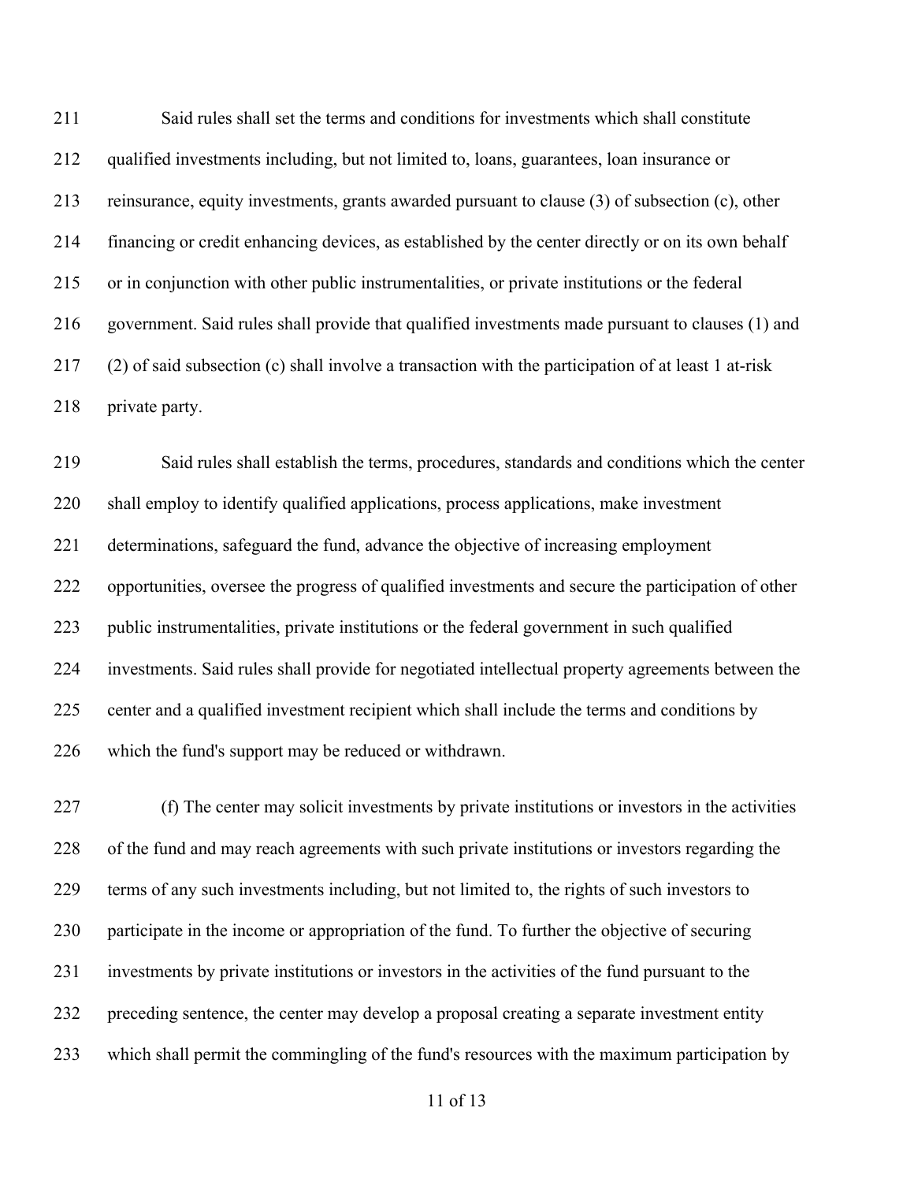Said rules shall set the terms and conditions for investments which shall constitute qualified investments including, but not limited to, loans, guarantees, loan insurance or reinsurance, equity investments, grants awarded pursuant to clause (3) of subsection (c), other financing or credit enhancing devices, as established by the center directly or on its own behalf or in conjunction with other public instrumentalities, or private institutions or the federal government. Said rules shall provide that qualified investments made pursuant to clauses (1) and (2) of said subsection (c) shall involve a transaction with the participation of at least 1 at-risk private party.

Said rules shall establish the terms, procedures, standards and conditions which the center shall employ to identify qualified applications, process applications, make investment determinations, safeguard the fund, advance the objective of increasing employment opportunities, oversee the progress of qualified investments and secure the participation of other public instrumentalities, private institutions or the federal government in such qualified investments. Said rules shall provide for negotiated intellectual property agreements between the center and a qualified investment recipient which shall include the terms and conditions by which the fund's support may be reduced or withdrawn.

(f) The center may solicit investments by private institutions or investors in the activities of the fund and may reach agreements with such private institutions or investors regarding the terms of any such investments including, but not limited to, the rights of such investors to participate in the income or appropriation of the fund. To further the objective of securing investments by private institutions or investors in the activities of the fund pursuant to the preceding sentence, the center may develop a proposal creating a separate investment entity which shall permit the commingling of the fund's resources with the maximum participation by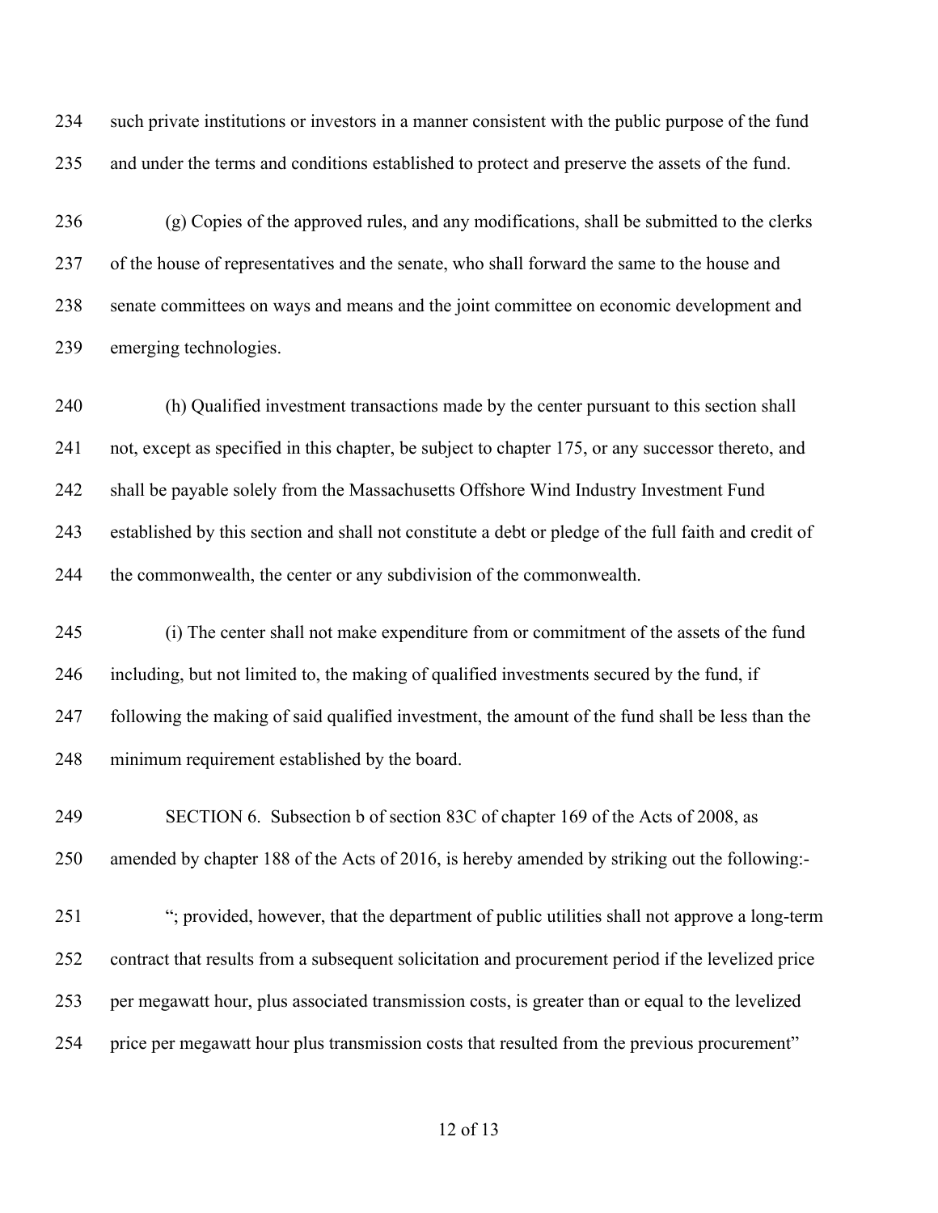such private institutions or investors in a manner consistent with the public purpose of the fund and under the terms and conditions established to protect and preserve the assets of the fund.

(g) Copies of the approved rules, and any modifications, shall be submitted to the clerks of the house of representatives and the senate, who shall forward the same to the house and senate committees on ways and means and the joint committee on economic development and emerging technologies.

(h) Qualified investment transactions made by the center pursuant to this section shall not, except as specified in this chapter, be subject to chapter 175, or any successor thereto, and shall be payable solely from the Massachusetts Offshore Wind Industry Investment Fund established by this section and shall not constitute a debt or pledge of the full faith and credit of the commonwealth, the center or any subdivision of the commonwealth.

(i) The center shall not make expenditure from or commitment of the assets of the fund including, but not limited to, the making of qualified investments secured by the fund, if following the making of said qualified investment, the amount of the fund shall be less than the minimum requirement established by the board.

SECTION 6. Subsection b of section 83C of chapter 169 of the Acts of 2008, as amended by chapter 188 of the Acts of 2016, is hereby amended by striking out the following:-

"; provided, however, that the department of public utilities shall not approve a long-term contract that results from a subsequent solicitation and procurement period if the levelized price per megawatt hour, plus associated transmission costs, is greater than or equal to the levelized price per megawatt hour plus transmission costs that resulted from the previous procurement"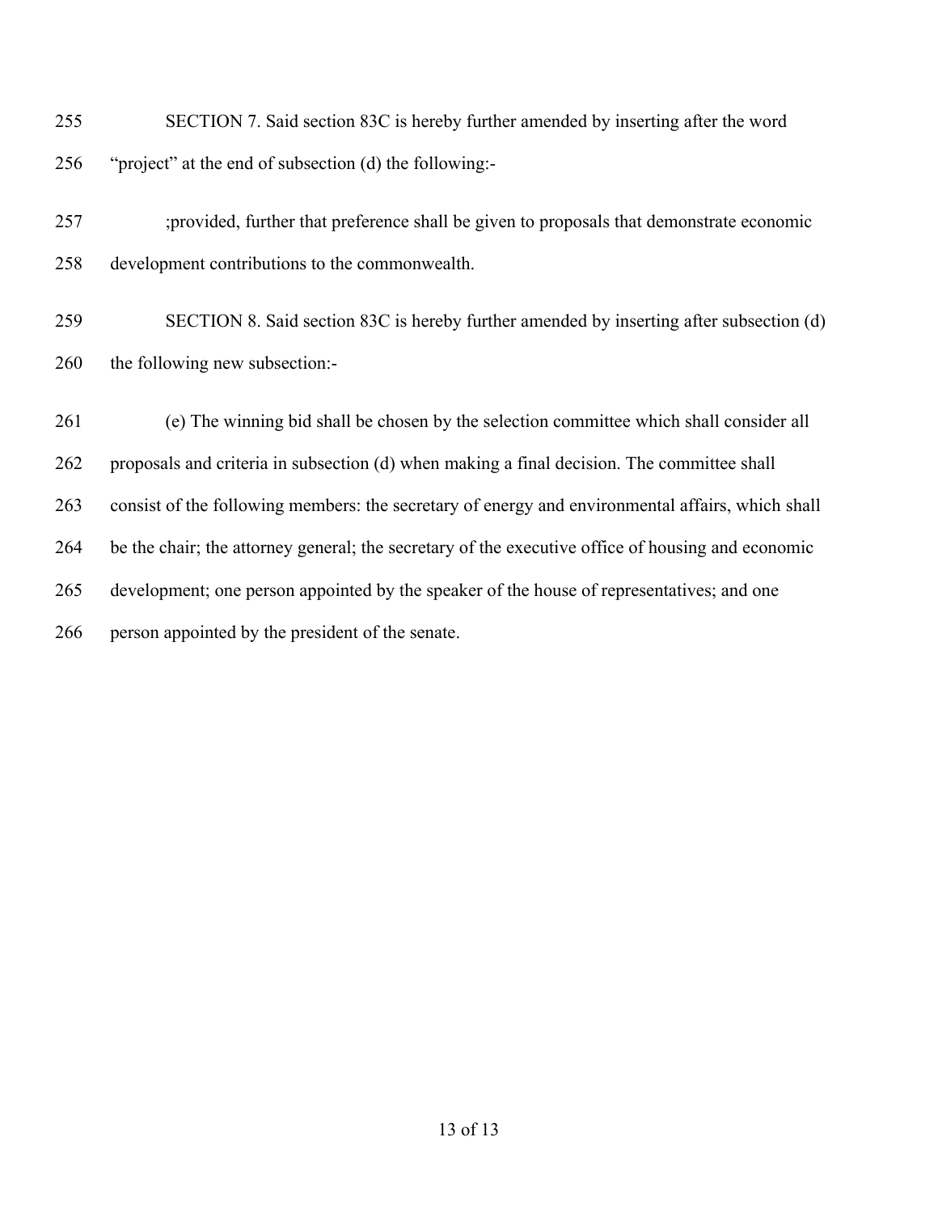SECTION 7. Said section 83C is hereby further amended by inserting after the word "project" at the end of subsection (d) the following:-

;provided, further that preference shall be given to proposals that demonstrate economic development contributions to the commonwealth.

SECTION 8. Said section 83C is hereby further amended by inserting after subsection (d) the following new subsection:-

(e) The winning bid shall be chosen by the selection committee which shall consider all proposals and criteria in subsection (d) when making a final decision. The committee shall consist of the following members: the secretary of energy and environmental affairs, which shall be the chair; the attorney general; the secretary of the executive office of housing and economic development; one person appointed by the speaker of the house of representatives; and one person appointed by the president of the senate.